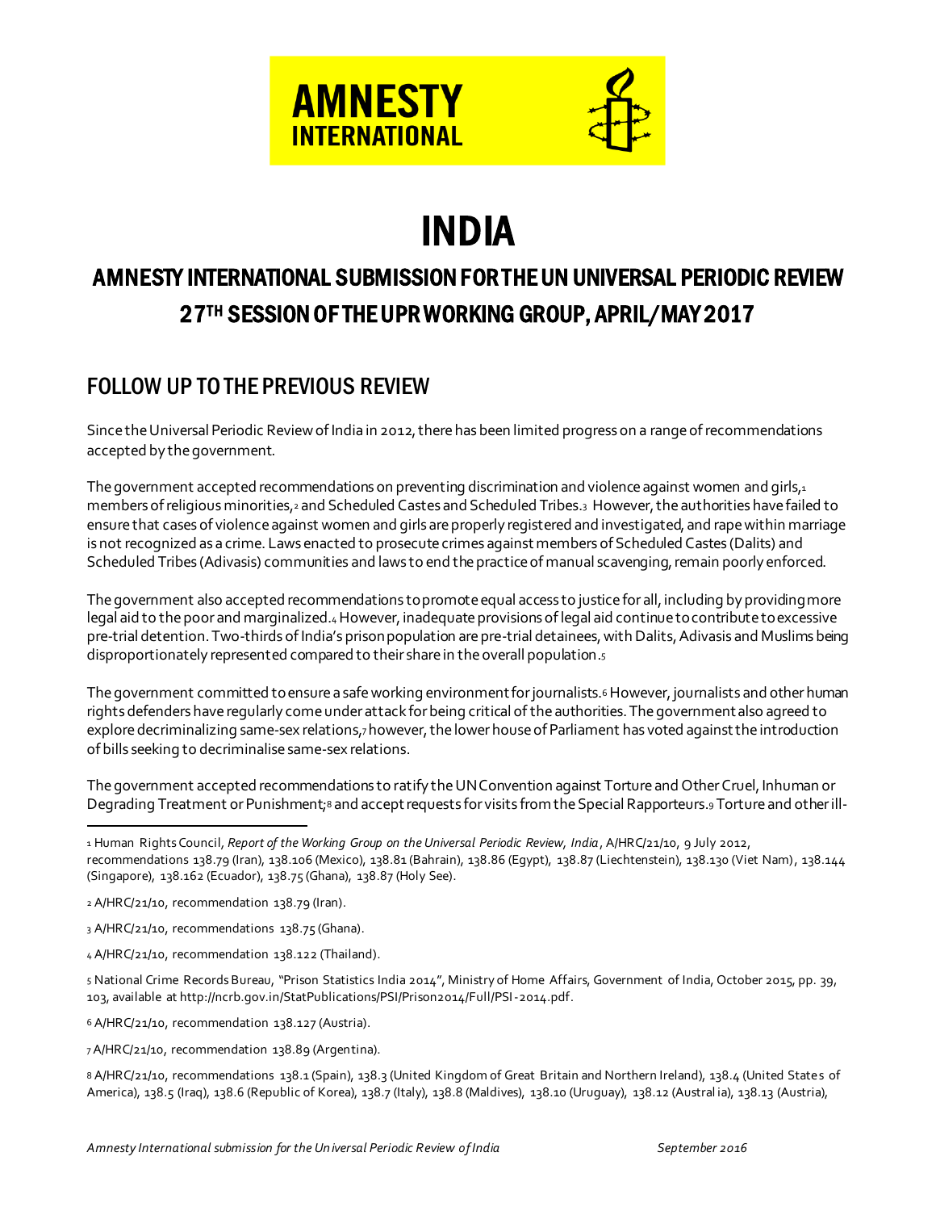AMNESTY INTERNATIONAL

# INDIA

## AMNESTY INTERNATIONAL SUBMISSION FOR THE UN UNIVERSAL PERIODIC REVIEW 27TH SESSION OF THE UPR WORKING GROUP, APRIL/MAY 2017

## FOLLOW UP TO THE PREVIOUS REVIEW

Since the Universal Periodic Review of India in 2012, there has been limited progress on a range of recommendations accepted by the government.

The government accepted recommendations on preventing discrimination and violence against women and girls,[1] members of religious minorities,[2] and Scheduled Castes and Scheduled Tribes.[3] However, the authorities have failed to ensure that cases of violence against women and girls are properly registered and investigated, and rape within marriage is not recognized as a crime. Laws enacted to prosecute crimes against members of Scheduled Castes (Dalits) and Scheduled Tribes (Adivasis) communities and laws to end the practice of manual scavenging, remain poorly enforced.

The government also accepted recommendations to promote equal access to justice for all, including by providing more legal aid to the poor and marginalized.[4] However, inadequate provisions of legal aid continue to contribute to excessive pre-trial detention. Two-thirds of India's prison population are pre-trial detainees, with Dalits, Adivasis and Muslims being disproportionately represented compared to their share in the overall population.[5]

The government committed to ensure a safe working environment for journalists.[6] However, journalists and other human rights defenders have regularly come under attack for being critical of the authorities. The government also agreed to explore decriminalizing same-sex relations,[7] however, the lower house of Parliament has voted against the introduction of bills seeking to decriminalise same-sex relations.

The government accepted recommendations to ratify the UN Convention against Torture and Other Cruel, Inhuman or Degrading Treatment or Punishment;[8] and accept requests for visits from the Special Rapporteurs.[9] Torture and other ill-

---

[1] Human Rights Council, *Report of the Working Group on the Universal Periodic Review, India*, A/HRC/21/10, 9 July 2012, recommendations 138.79 (Iran), 138.106 (Mexico), 138.81 (Bahrain), 138.86 (Egypt), 138.87 (Liechtenstein), 138.130 (Viet Nam), 138.144 (Singapore), 138.162 (Ecuador), 138.75 (Ghana), 138.87 (Holy See).

[2] A/HRC/21/10, recommendation 138.79 (Iran).

[3] A/HRC/21/10, recommendations 138.75 (Ghana).

[4] A/HRC/21/10, recommendation 138.122 (Thailand).

[5] National Crime Records Bureau, "Prison Statistics India 2014", Ministry of Home Affairs, Government of India, October 2015, pp. 39, 103, available at http://ncrb.gov.in/StatPublications/PSI/Prison2014/Full/PSI-2014.pdf.

[6] A/HRC/21/10, recommendation 138.127 (Austria).

[7] A/HRC/21/10, recommendation 138.89 (Argentina).

[8] A/HRC/21/10, recommendations 138.1 (Spain), 138.3 (United Kingdom of Great Britain and Northern Ireland), 138.4 (United States of America), 138.5 (Iraq), 138.6 (Republic of Korea), 138.7 (Italy), 138.8 (Maldives), 138.10 (Uruguay), 138.12 (Australia), 138.13 (Austria),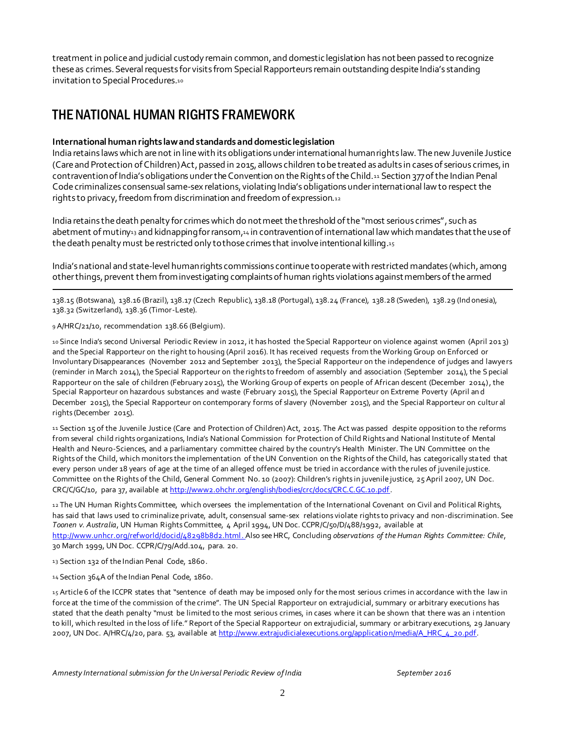treatment in police and judicial custody remain common, and domestic legislation has not been passed to recognize these as crimes. Several requests for visits from Special Rapporteurs remain outstanding despite India's standing invitation to Special Procedures.[10]

## THE NATIONAL HUMAN RIGHTS FRAMEWORK

**International human rights law and standards and domestic legislation**

India retains laws which are not in line with its obligations under international human rights law. The new Juvenile Justice (Care and Protection of Children) Act, passed in 2015, allows children to be treated as adults in cases of serious crimes, in contravention of India's obligations under the Convention on the Rights of the Child.[11] Section 377 of the Indian Penal Code criminalizes consensual same-sex relations, violating India's obligations under international law to respect the rights to privacy, freedom from discrimination and freedom of expression.[12]

India retains the death penalty for crimes which do not meet the threshold of the "most serious crimes", such as abetment of mutiny[13] and kidnapping for ransom,[14] in contravention of international law which mandates that the use of the death penalty must be restricted only to those crimes that involve intentional killing.[15]

India's national and state-level human rights commissions continue to operate with restricted mandates (which, among other things, prevent them from investigating complaints of human rights violations against members of the armed

---

138.15 (Botswana), 138.16 (Brazil), 138.17 (Czech Republic), 138.18 (Portugal), 138.24 (France), 138.28 (Sweden), 138.29 (Indonesia), 138.32 (Switzerland), 138.36 (Timor-Leste).

[9] A/HRC/21/10, recommendation 138.66 (Belgium).

[10] Since India's second Universal Periodic Review in 2012, it has hosted the Special Rapporteur on violence against women (April 2013) and the Special Rapporteur on the right to housing (April 2016). It has received requests from the Working Group on Enforced or Involuntary Disappearances (November 2012 and September 2013), the Special Rapporteur on the independence of judges and lawyers (reminder in March 2014), the Special Rapporteur on the rights to freedom of assembly and association (September 2014), the Special Rapporteur on the sale of children (February 2015), the Working Group of experts on people of African descent (December 2014), the Special Rapporteur on hazardous substances and waste (February 2015), the Special Rapporteur on Extreme Poverty (April and December 2015), the Special Rapporteur on contemporary forms of slavery (November 2015), and the Special Rapporteur on cultural rights (December 2015).

[11] Section 15 of the Juvenile Justice (Care and Protection of Children) Act, 2015. The Act was passed despite opposition to the reforms from several child rights organizations, India's National Commission for Protection of Child Rights and National Institute of Mental Health and Neuro-Sciences, and a parliamentary committee chaired by the country's Health Minister. The UN Committee on the Rights of the Child, which monitors the implementation of the UN Convention on the Rights of the Child, has categorically stated that every person under 18 years of age at the time of an alleged offence must be tried in accordance with the rules of juvenile justice. Committee on the Rights of the Child, General Comment No. 10 (2007): Children's rights in juvenile justice, 25 April 2007, UN Doc. CRC/C/GC/10, para 37, available at http://www2.ohchr.org/english/bodies/crc/docs/CRC.C.GC.10.pdf.

[12] The UN Human Rights Committee, which oversees the implementation of the International Covenant on Civil and Political Rights, has said that laws used to criminalize private, adult, consensual same-sex relations violate rights to privacy and non-discrimination. See *Toonen v. Australia*, UN Human Rights Committee, 4 April 1994, UN Doc. CCPR/C/50/D/488/1992, available at http://www.unhcr.org/refworld/docid/48298b8d2.html. Also see HRC, Concluding *observations of the Human Rights Committee: Chile*, 30 March 1999, UN Doc. CCPR/C/79/Add.104, para. 20.

[13] Section 132 of the Indian Penal Code, 1860.

[14] Section 364A of the Indian Penal Code, 1860.

[15] Article 6 of the ICCPR states that "sentence of death may be imposed only for the most serious crimes in accordance with the law in force at the time of the commission of the crime". The UN Special Rapporteur on extrajudicial, summary or arbitrary executions has stated that the death penalty "must be limited to the most serious crimes, in cases where it can be shown that there was an intention to kill, which resulted in the loss of life." Report of the Special Rapporteur on extrajudicial, summary or arbitrary executions, 29 January 2007, UN Doc. A/HRC/4/20, para. 53, available at http://www.extrajudicialexecutions.org/application/media/A_HRC_4_20.pdf.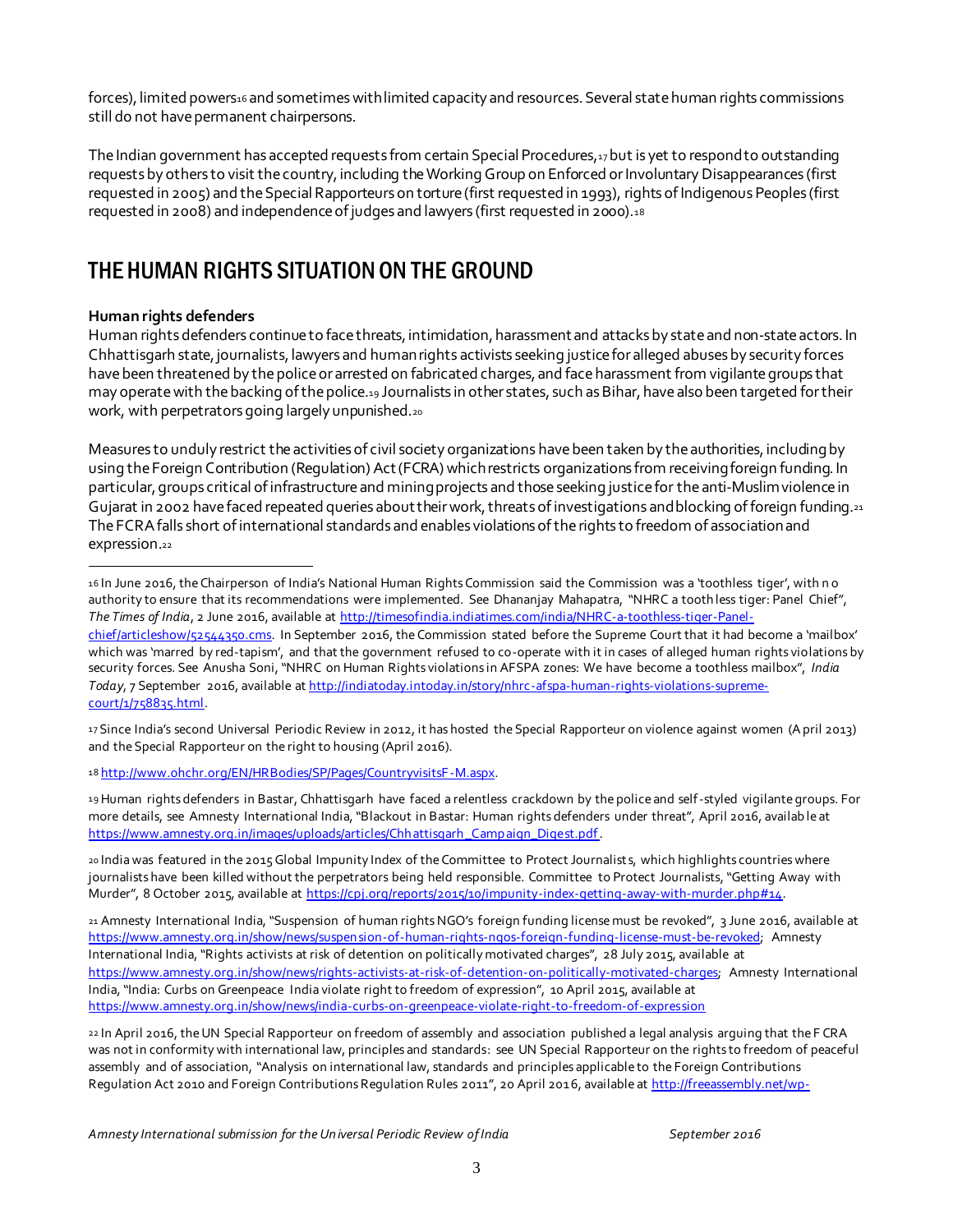forces), limited powers[16] and sometimes with limited capacity and resources. Several state human rights commissions still do not have permanent chairpersons.

The Indian government has accepted requests from certain Special Procedures,[17] but is yet to respond to outstanding requests by others to visit the country, including the Working Group on Enforced or Involuntary Disappearances (first requested in 2005) and the Special Rapporteurs on torture (first requested in 1993), rights of Indigenous Peoples (first requested in 2008) and independence of judges and lawyers (first requested in 2000).[18]

## THE HUMAN RIGHTS SITUATION ON THE GROUND

**Human rights defenders**

Human rights defenders continue to face threats, intimidation, harassment and attacks by state and non-state actors. In Chhattisgarh state, journalists, lawyers and human rights activists seeking justice for alleged abuses by security forces have been threatened by the police or arrested on fabricated charges, and face harassment from vigilante groups that may operate with the backing of the police.[19] Journalists in other states, such as Bihar, have also been targeted for their work, with perpetrators going largely unpunished.[20]

Measures to unduly restrict the activities of civil society organizations have been taken by the authorities, including by using the Foreign Contribution (Regulation) Act (FCRA) which restricts organizations from receiving foreign funding. In particular, groups critical of infrastructure and mining projects and those seeking justice for the anti-Muslim violence in Gujarat in 2002 have faced repeated queries about their work, threats of investigations and blocking of foreign funding.[21] The FCRA falls short of international standards and enables violations of the rights to freedom of association and expression.[22]

---

[16] In June 2016, the Chairperson of India's National Human Rights Commission said the Commission was a 'toothless tiger', with no authority to ensure that its recommendations were implemented. See Dhananjay Mahapatra, "NHRC a toothless tiger: Panel Chief", *The Times of India*, 2 June 2016, available at http://timesofindia.indiatimes.com/india/NHRC-a-toothless-tiger-Panel-chief/articleshow/52544350.cms. In September 2016, the Commission stated before the Supreme Court that it had become a 'mailbox' which was 'marred by red-tapism', and that the government refused to co-operate with it in cases of alleged human rights violations by security forces. See Anusha Soni, "NHRC on Human Rights violations in AFSPA zones: We have become a toothless mailbox", *India Today*, 7 September 2016, available at http://indiatoday.intoday.in/story/nhrc-afspa-human-rights-violations-supreme-court/1/758835.html.

[17] Since India's second Universal Periodic Review in 2012, it has hosted the Special Rapporteur on violence against women (April 2013) and the Special Rapporteur on the right to housing (April 2016).

[18] http://www.ohchr.org/EN/HRBodies/SP/Pages/CountryvisitsF-M.aspx.

[19] Human rights defenders in Bastar, Chhattisgarh have faced a relentless crackdown by the police and self-styled vigilante groups. For more details, see Amnesty International India, "Blackout in Bastar: Human rights defenders under threat", April 2016, available at https://www.amnesty.org.in/images/uploads/articles/Chhattisgarh_Campaign_Digest.pdf.

[20] India was featured in the 2015 Global Impunity Index of the Committee to Protect Journalists, which highlights countries where journalists have been killed without the perpetrators being held responsible. Committee to Protect Journalists, "Getting Away with Murder", 8 October 2015, available at https://cpj.org/reports/2015/10/impunity-index-getting-away-with-murder.php#14.

[21] Amnesty International India, "Suspension of human rights NGO's foreign funding license must be revoked", 3 June 2016, available at https://www.amnesty.org.in/show/news/suspension-of-human-rights-ngos-foreign-funding-license-must-be-revoked; Amnesty International India, "Rights activists at risk of detention on politically motivated charges", 28 July 2015, available at https://www.amnesty.org.in/show/news/rights-activists-at-risk-of-detention-on-politically-motivated-charges; Amnesty International India, "India: Curbs on Greenpeace India violate right to freedom of expression", 10 April 2015, available at https://www.amnesty.org.in/show/news/india-curbs-on-greenpeace-violate-right-to-freedom-of-expression

[22] In April 2016, the UN Special Rapporteur on freedom of assembly and association published a legal analysis arguing that the FCRA was not in conformity with international law, principles and standards: see UN Special Rapporteur on the rights to freedom of peaceful assembly and of association, "Analysis on international law, standards and principles applicable to the Foreign Contributions Regulation Act 2010 and Foreign Contributions Regulation Rules 2011", 20 April 2016, available at http://freeassembly.net/wp-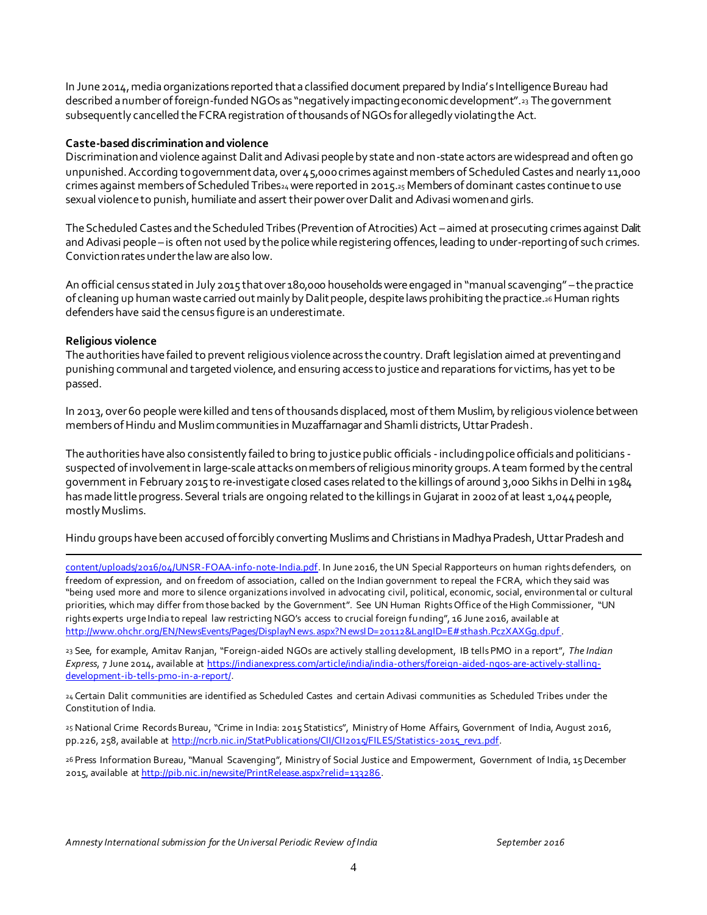In June 2014, media organizations reported that a classified document prepared by India's Intelligence Bureau had described a number of foreign-funded NGOs as "negatively impacting economic development".[23] The government subsequently cancelled the FCRA registration of thousands of NGOs for allegedly violating the Act.

**Caste-based discrimination and violence**

Discrimination and violence against Dalit and Adivasi people by state and non-state actors are widespread and often go unpunished. According to government data, over 45,000 crimes against members of Scheduled Castes and nearly 11,000 crimes against members of Scheduled Tribes[24] were reported in 2015.[25] Members of dominant castes continue to use sexual violence to punish, humiliate and assert their power over Dalit and Adivasi women and girls.

The Scheduled Castes and the Scheduled Tribes (Prevention of Atrocities) Act – aimed at prosecuting crimes against Dalit and Adivasi people – is often not used by the police while registering offences, leading to under-reporting of such crimes. Conviction rates under the law are also low.

An official census stated in July 2015 that over 180,000 households were engaged in "manual scavenging" – the practice of cleaning up human waste carried out mainly by Dalit people, despite laws prohibiting the practice.[26] Human rights defenders have said the census figure is an underestimate.

**Religious violence**

The authorities have failed to prevent religious violence across the country. Draft legislation aimed at preventing and punishing communal and targeted violence, and ensuring access to justice and reparations for victims, has yet to be passed.

In 2013, over 60 people were killed and tens of thousands displaced, most of them Muslim, by religious violence between members of Hindu and Muslim communities in Muzaffarnagar and Shamli districts, Uttar Pradesh.

The authorities have also consistently failed to bring to justice public officials - including police officials and politicians - suspected of involvement in large-scale attacks on members of religious minority groups. A team formed by the central government in February 2015 to re-investigate closed cases related to the killings of around 3,000 Sikhs in Delhi in 1984 has made little progress. Several trials are ongoing related to the killings in Gujarat in 2002 of at least 1,044 people, mostly Muslims.

Hindu groups have been accused of forcibly converting Muslims and Christians in Madhya Pradesh, Uttar Pradesh and

---

content/uploads/2016/04/UNSR-FOAA-info-note-India.pdf. In June 2016, the UN Special Rapporteurs on human rights defenders, on freedom of expression, and on freedom of association, called on the Indian government to repeal the FCRA, which they said was "being used more and more to silence organizations involved in advocating civil, political, economic, social, environmental or cultural priorities, which may differ from those backed by the Government". See UN Human Rights Office of the High Commissioner, "UN rights experts urge India to repeal law restricting NGO's access to crucial foreign funding", 16 June 2016, available at http://www.ohchr.org/EN/NewsEvents/Pages/DisplayNews.aspx?NewsID=20112&LangID=E#sthash.PczXAXGg.dpuf.

[23] See, for example, Amitav Ranjan, "Foreign-aided NGOs are actively stalling development, IB tells PMO in a report", *The Indian Express*, 7 June 2014, available at https://indianexpress.com/article/india/india-others/foreign-aided-ngos-are-actively-stalling-development-ib-tells-pmo-in-a-report/.

[24] Certain Dalit communities are identified as Scheduled Castes and certain Adivasi communities as Scheduled Tribes under the Constitution of India.

[25] National Crime Records Bureau, "Crime in India: 2015 Statistics", Ministry of Home Affairs, Government of India, August 2016, pp.226, 258, available at http://ncrb.nic.in/StatPublications/CII/CII2015/FILES/Statistics-2015_rev1.pdf.

[26] Press Information Bureau, "Manual Scavenging", Ministry of Social Justice and Empowerment, Government of India, 15 December 2015, available at http://pib.nic.in/newsite/PrintRelease.aspx?relid=133286.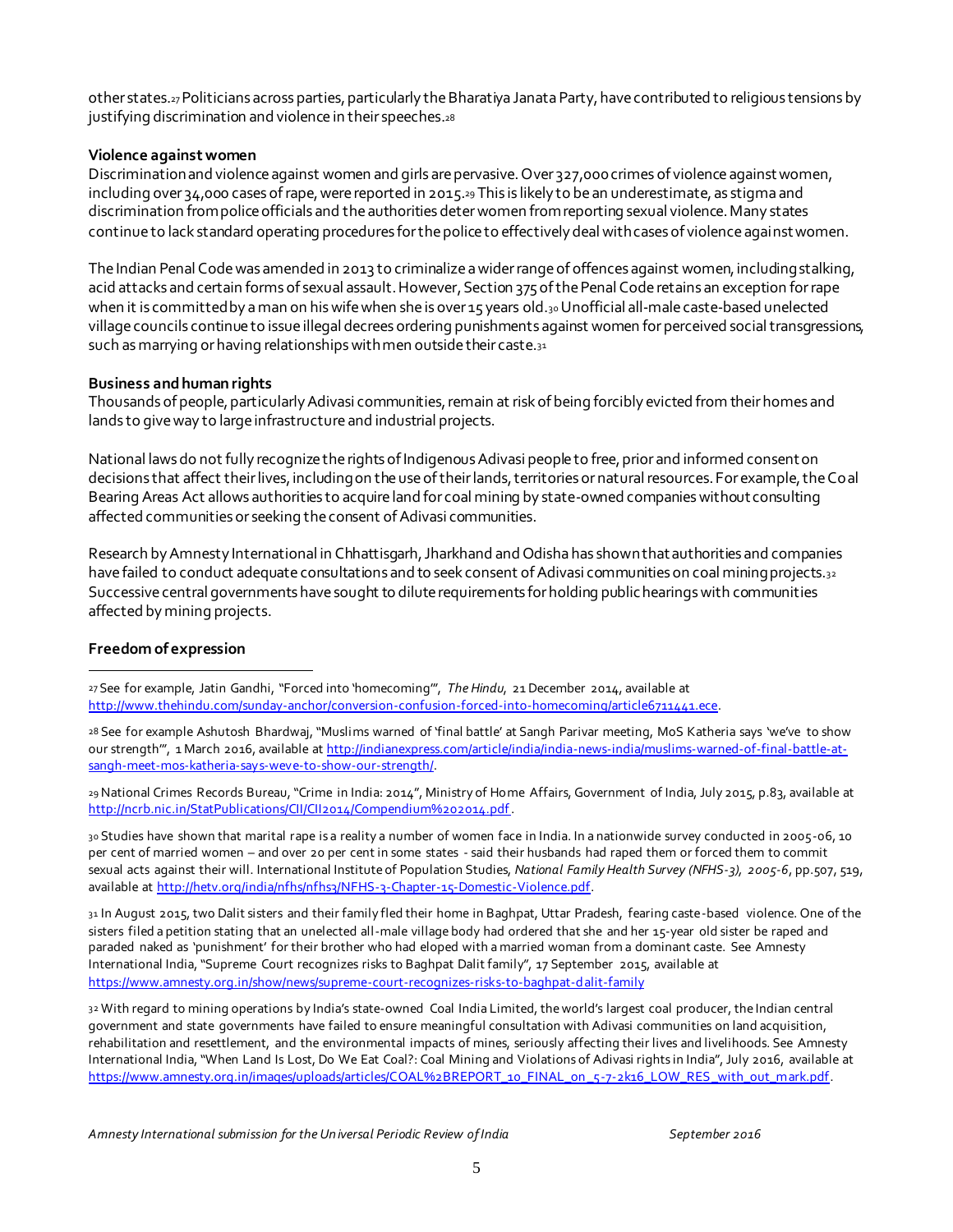other states.[27] Politicians across parties, particularly the Bharatiya Janata Party, have contributed to religious tensions by justifying discrimination and violence in their speeches.[28]

**Violence against women**

Discrimination and violence against women and girls are pervasive. Over 327,000 crimes of violence against women, including over 34,000 cases of rape, were reported in 2015.[29] This is likely to be an underestimate, as stigma and discrimination from police officials and the authorities deter women from reporting sexual violence. Many states continue to lack standard operating procedures for the police to effectively deal with cases of violence against women.

The Indian Penal Code was amended in 2013 to criminalize a wider range of offences against women, including stalking, acid attacks and certain forms of sexual assault. However, Section 375 of the Penal Code retains an exception for rape when it is committed by a man on his wife when she is over 15 years old.[30] Unofficial all-male caste-based unelected village councils continue to issue illegal decrees ordering punishments against women for perceived social transgressions, such as marrying or having relationships with men outside their caste.[31]

**Business and human rights**

Thousands of people, particularly Adivasi communities, remain at risk of being forcibly evicted from their homes and lands to give way to large infrastructure and industrial projects.

National laws do not fully recognize the rights of Indigenous Adivasi people to free, prior and informed consent on decisions that affect their lives, including on the use of their lands, territories or natural resources. For example, the Coal Bearing Areas Act allows authorities to acquire land for coal mining by state-owned companies without consulting affected communities or seeking the consent of Adivasi communities.

Research by Amnesty International in Chhattisgarh, Jharkhand and Odisha has shown that authorities and companies have failed to conduct adequate consultations and to seek consent of Adivasi communities on coal mining projects.[32] Successive central governments have sought to dilute requirements for holding public hearings with communities affected by mining projects.

**Freedom of expression**

---

[27] See for example, Jatin Gandhi, "Forced into 'homecoming'", *The Hindu*, 21 December 2014, available at http://www.thehindu.com/sunday-anchor/conversion-confusion-forced-into-homecoming/article6711441.ece.

[28] See for example Ashutosh Bhardwaj, "Muslims warned of 'final battle' at Sangh Parivar meeting, MoS Katheria says 'we've to show our strength'", 1 March 2016, available at http://indianexpress.com/article/india/india-news-india/muslims-warned-of-final-battle-at-sangh-meet-mos-katheria-says-weve-to-show-our-strength/.

[29] National Crimes Records Bureau, "Crime in India: 2014", Ministry of Home Affairs, Government of India, July 2015, p.83, available at http://ncrb.nic.in/StatPublications/CII/CII2014/Compendium%202014.pdf.

[30] Studies have shown that marital rape is a reality a number of women face in India. In a nationwide survey conducted in 2005-06, 10 per cent of married women – and over 20 per cent in some states - said their husbands had raped them or forced them to commit sexual acts against their will. International Institute of Population Studies, *National Family Health Survey (NFHS-3), 2005-6*, pp.507, 519, available at http://hetv.org/india/nfhs/nfhs3/NFHS-3-Chapter-15-Domestic-Violence.pdf.

[31] In August 2015, two Dalit sisters and their family fled their home in Baghpat, Uttar Pradesh, fearing caste-based violence. One of the sisters filed a petition stating that an unelected all-male village body had ordered that she and her 15-year old sister be raped and paraded naked as 'punishment' for their brother who had eloped with a married woman from a dominant caste. See Amnesty International India, "Supreme Court recognizes risks to Baghpat Dalit family", 17 September 2015, available at https://www.amnesty.org.in/show/news/supreme-court-recognizes-risks-to-baghpat-dalit-family

[32] With regard to mining operations by India's state-owned Coal India Limited, the world's largest coal producer, the Indian central government and state governments have failed to ensure meaningful consultation with Adivasi communities on land acquisition, rehabilitation and resettlement, and the environmental impacts of mines, seriously affecting their lives and livelihoods. See Amnesty International India, "When Land Is Lost, Do We Eat Coal?: Coal Mining and Violations of Adivasi rights in India", July 2016, available at https://www.amnesty.org.in/images/uploads/articles/COAL%2BREPORT_10_FINAL_on_5-7-2k16_LOW_RES_with_out_mark.pdf.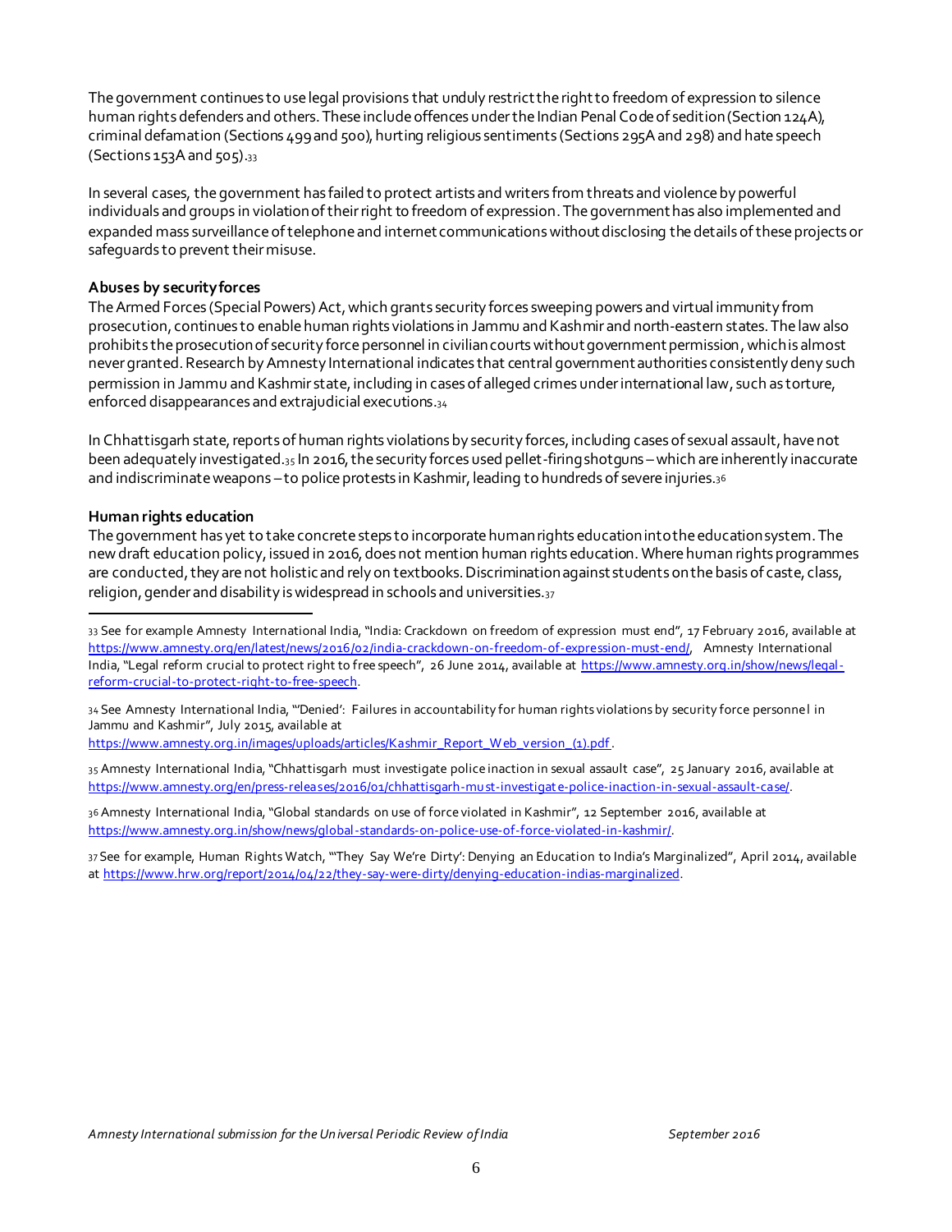The government continues to use legal provisions that unduly restrict the right to freedom of expression to silence human rights defenders and others. These include offences under the Indian Penal Code of sedition (Section 124A), criminal defamation (Sections 499 and 500), hurting religious sentiments (Sections 295A and 298) and hate speech (Sections 153A and 505).[33]

In several cases, the government has failed to protect artists and writers from threats and violence by powerful individuals and groups in violation of their right to freedom of expression. The government has also implemented and expanded mass surveillance of telephone and internet communications without disclosing the details of these projects or safeguards to prevent their misuse.

**Abuses by security forces**

The Armed Forces (Special Powers) Act, which grants security forces sweeping powers and virtual immunity from prosecution, continues to enable human rights violations in Jammu and Kashmir and north-eastern states. The law also prohibits the prosecution of security force personnel in civilian courts without government permission, which is almost never granted. Research by Amnesty International indicates that central government authorities consistently deny such permission in Jammu and Kashmir state, including in cases of alleged crimes under international law, such as torture, enforced disappearances and extrajudicial executions.[34]

In Chhattisgarh state, reports of human rights violations by security forces, including cases of sexual assault, have not been adequately investigated.[35] In 2016, the security forces used pellet-firing shotguns – which are inherently inaccurate and indiscriminate weapons – to police protests in Kashmir, leading to hundreds of severe injuries.[36]

**Human rights education**

The government has yet to take concrete steps to incorporate human rights education into the education system. The new draft education policy, issued in 2016, does not mention human rights education. Where human rights programmes are conducted, they are not holistic and rely on textbooks. Discrimination against students on the basis of caste, class, religion, gender and disability is widespread in schools and universities.[37]

---

[33] See for example Amnesty International India, "India: Crackdown on freedom of expression must end", 17 February 2016, available at https://www.amnesty.org/en/latest/news/2016/02/india-crackdown-on-freedom-of-expression-must-end/, Amnesty International India, "Legal reform crucial to protect right to free speech", 26 June 2014, available at https://www.amnesty.org.in/show/news/legal-reform-crucial-to-protect-right-to-free-speech.

[34] See Amnesty International India, "'Denied': Failures in accountability for human rights violations by security force personnel in Jammu and Kashmir", July 2015, available at https://www.amnesty.org.in/images/uploads/articles/Kashmir_Report_Web_version_(1).pdf.

[35] Amnesty International India, "Chhattisgarh must investigate police inaction in sexual assault case", 25 January 2016, available at https://www.amnesty.org/en/press-releases/2016/01/chhattisgarh-must-investigate-police-inaction-in-sexual-assault-case/.

[36] Amnesty International India, "Global standards on use of force violated in Kashmir", 12 September 2016, available at https://www.amnesty.org.in/show/news/global-standards-on-police-use-of-force-violated-in-kashmir/.

[37] See for example, Human Rights Watch, "'They Say We're Dirty': Denying an Education to India's Marginalized", April 2014, available at https://www.hrw.org/report/2014/04/22/they-say-were-dirty/denying-education-indias-marginalized.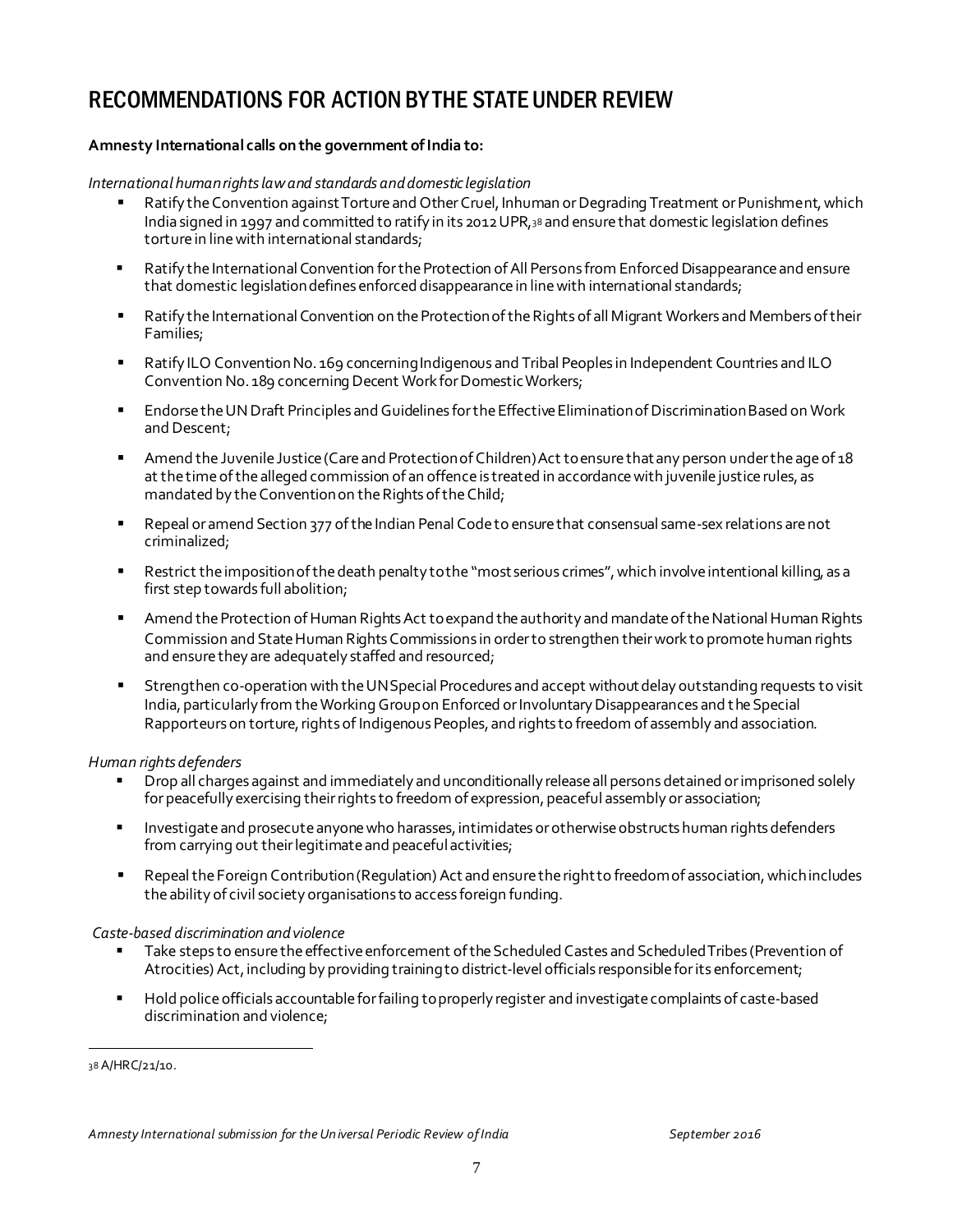## RECOMMENDATIONS FOR ACTION BY THE STATE UNDER REVIEW

**Amnesty International calls on the government of India to:**

*International human rights law and standards and domestic legislation*

- Ratify the Convention against Torture and Other Cruel, Inhuman or Degrading Treatment or Punishment, which India signed in 1997 and committed to ratify in its 2012 UPR,[38] and ensure that domestic legislation defines torture in line with international standards;
- Ratify the International Convention for the Protection of All Persons from Enforced Disappearance and ensure that domestic legislation defines enforced disappearance in line with international standards;
- Ratify the International Convention on the Protection of the Rights of all Migrant Workers and Members of their Families;
- Ratify ILO Convention No. 169 concerning Indigenous and Tribal Peoples in Independent Countries and ILO Convention No. 189 concerning Decent Work for Domestic Workers;
- Endorse the UN Draft Principles and Guidelines for the Effective Elimination of Discrimination Based on Work and Descent;
- Amend the Juvenile Justice (Care and Protection of Children) Act to ensure that any person under the age of 18 at the time of the alleged commission of an offence is treated in accordance with juvenile justice rules, as mandated by the Convention on the Rights of the Child;
- Repeal or amend Section 377 of the Indian Penal Code to ensure that consensual same-sex relations are not criminalized;
- Restrict the imposition of the death penalty to the "most serious crimes", which involve intentional killing, as a first step towards full abolition;
- Amend the Protection of Human Rights Act to expand the authority and mandate of the National Human Rights Commission and State Human Rights Commissions in order to strengthen their work to promote human rights and ensure they are adequately staffed and resourced;
- Strengthen co-operation with the UN Special Procedures and accept without delay outstanding requests to visit India, particularly from the Working Group on Enforced or Involuntary Disappearances and the Special Rapporteurs on torture, rights of Indigenous Peoples, and rights to freedom of assembly and association.

*Human rights defenders*

- Drop all charges against and immediately and unconditionally release all persons detained or imprisoned solely for peacefully exercising their rights to freedom of expression, peaceful assembly or association;
- Investigate and prosecute anyone who harasses, intimidates or otherwise obstructs human rights defenders from carrying out their legitimate and peaceful activities;
- Repeal the Foreign Contribution (Regulation) Act and ensure the right to freedom of association, which includes the ability of civil society organisations to access foreign funding.

*Caste-based discrimination and violence*

- Take steps to ensure the effective enforcement of the Scheduled Castes and Scheduled Tribes (Prevention of Atrocities) Act, including by providing training to district-level officials responsible for its enforcement;
- Hold police officials accountable for failing to properly register and investigate complaints of caste-based discrimination and violence;

---

[38] A/HRC/21/10.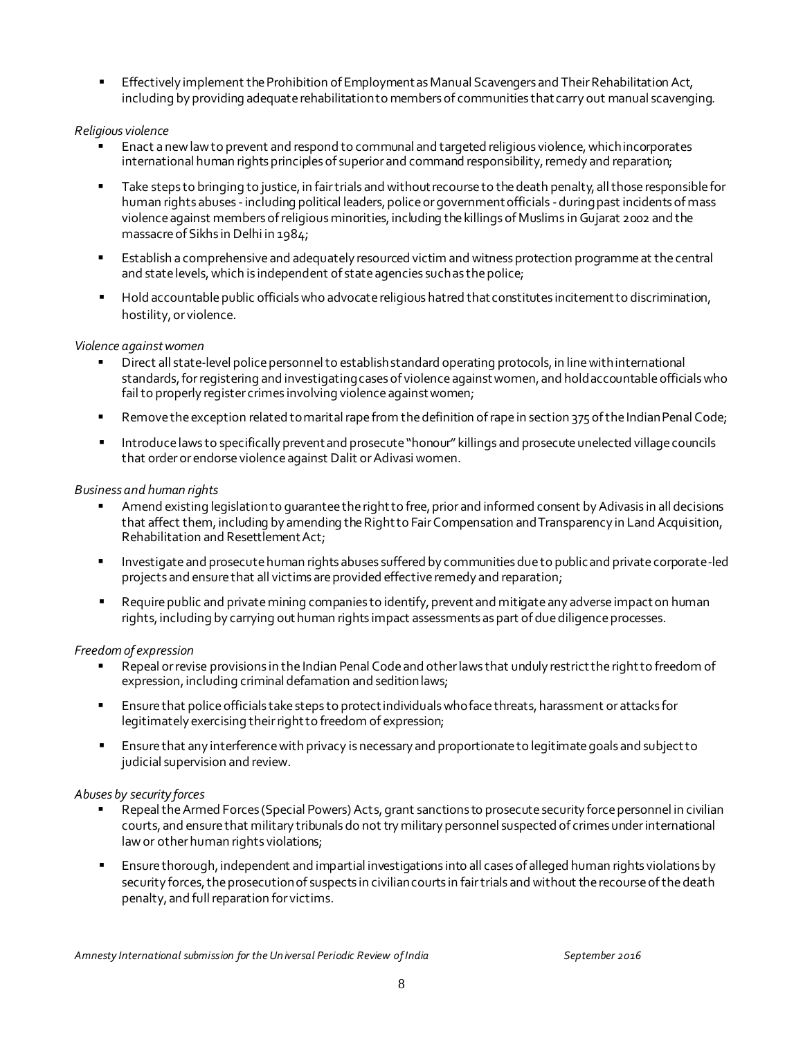- Effectively implement the Prohibition of Employment as Manual Scavengers and Their Rehabilitation Act, including by providing adequate rehabilitation to members of communities that carry out manual scavenging.

*Religious violence*

- Enact a new law to prevent and respond to communal and targeted religious violence, which incorporates international human rights principles of superior and command responsibility, remedy and reparation;
- Take steps to bringing to justice, in fair trials and without recourse to the death penalty, all those responsible for human rights abuses - including political leaders, police or government officials - during past incidents of mass violence against members of religious minorities, including the killings of Muslims in Gujarat 2002 and the massacre of Sikhs in Delhi in 1984;
- Establish a comprehensive and adequately resourced victim and witness protection programme at the central and state levels, which is independent of state agencies such as the police;
- Hold accountable public officials who advocate religious hatred that constitutes incitement to discrimination, hostility, or violence.

*Violence against women*

- Direct all state-level police personnel to establish standard operating protocols, in line with international standards, for registering and investigating cases of violence against women, and hold accountable officials who fail to properly register crimes involving violence against women;
- Remove the exception related to marital rape from the definition of rape in section 375 of the Indian Penal Code;
- Introduce laws to specifically prevent and prosecute "honour" killings and prosecute unelected village councils that order or endorse violence against Dalit or Adivasi women.

*Business and human rights*

- Amend existing legislation to guarantee the right to free, prior and informed consent by Adivasis in all decisions that affect them, including by amending the Right to Fair Compensation and Transparency in Land Acquisition, Rehabilitation and Resettlement Act;
- Investigate and prosecute human rights abuses suffered by communities due to public and private corporate-led projects and ensure that all victims are provided effective remedy and reparation;
- Require public and private mining companies to identify, prevent and mitigate any adverse impact on human rights, including by carrying out human rights impact assessments as part of due diligence processes.

*Freedom of expression*

- Repeal or revise provisions in the Indian Penal Code and other laws that unduly restrict the right to freedom of expression, including criminal defamation and sedition laws;
- Ensure that police officials take steps to protect individuals who face threats, harassment or attacks for legitimately exercising their right to freedom of expression;
- Ensure that any interference with privacy is necessary and proportionate to legitimate goals and subject to judicial supervision and review.

*Abuses by security forces*

- Repeal the Armed Forces (Special Powers) Acts, grant sanctions to prosecute security force personnel in civilian courts, and ensure that military tribunals do not try military personnel suspected of crimes under international law or other human rights violations;
- Ensure thorough, independent and impartial investigations into all cases of alleged human rights violations by security forces, the prosecution of suspects in civilian courts in fair trials and without the recourse of the death penalty, and full reparation for victims.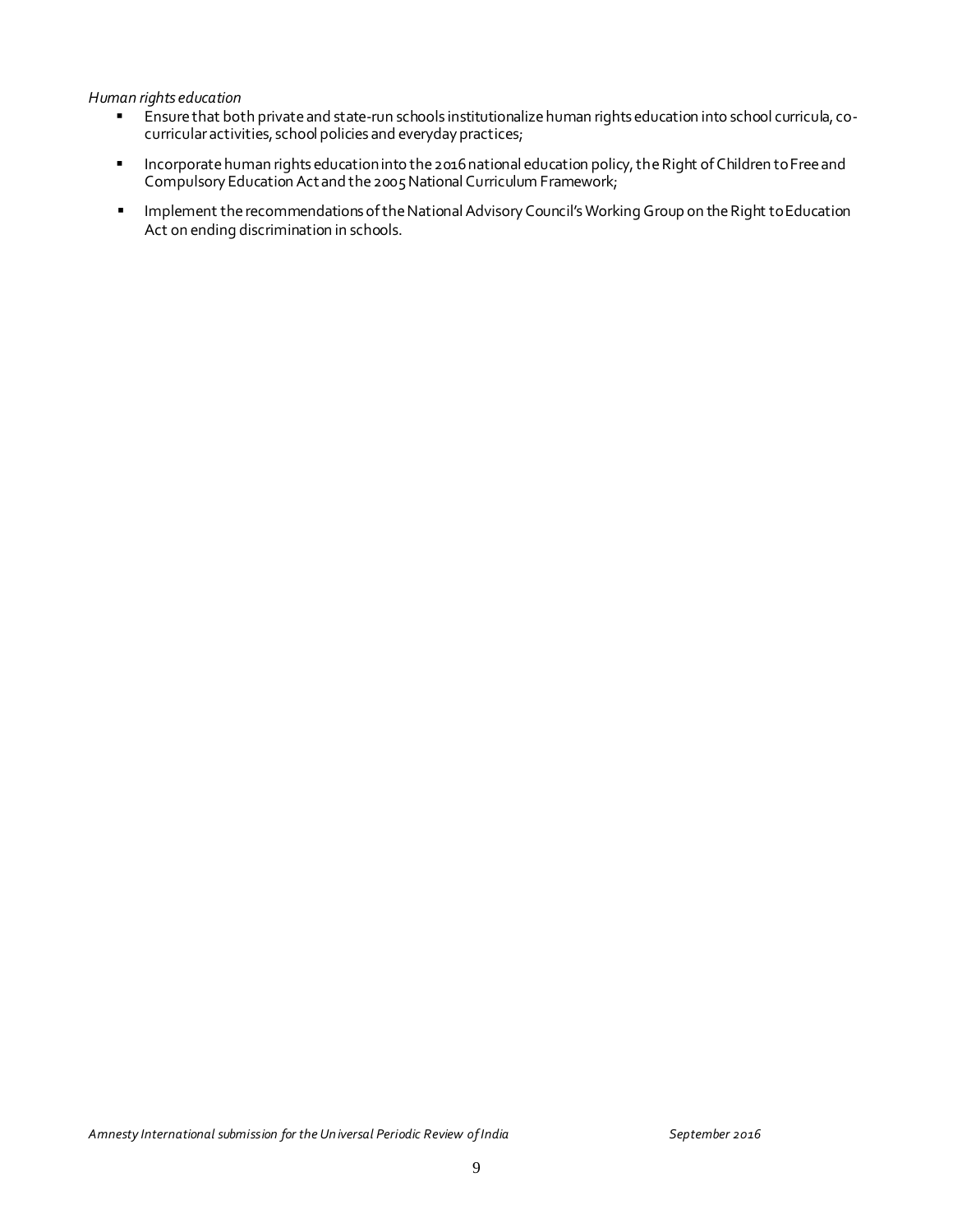*Human rights education*

- Ensure that both private and state-run schools institutionalize human rights education into school curricula, co-curricular activities, school policies and everyday practices;
- Incorporate human rights education into the 2016 national education policy, the Right of Children to Free and Compulsory Education Act and the 2005 National Curriculum Framework;
- Implement the recommendations of the National Advisory Council's Working Group on the Right to Education Act on ending discrimination in schools.